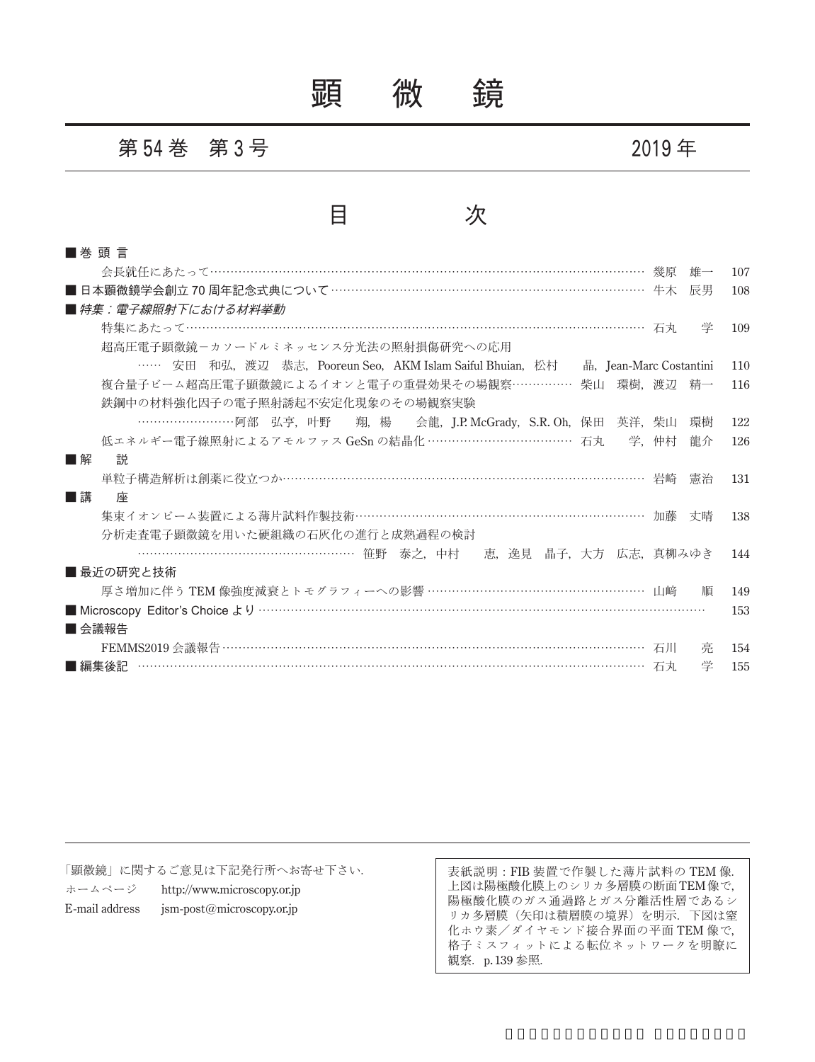# 顕 微 鏡

第 54 巻　第 3 号　　　　2019 年

## 目　　次

■ 巻 頭 言

会長就任にあたって……………………………………………………………… 幾原　雄一　107

■ 日本顕微鏡学会創立 70 周年記念式典について……………………………… 牛木　辰男　108

■ *特集：電子線照射下における材料挙動*

特集にあたって…………………………………………………………………… 石丸　　学　109

超高圧電子顕微鏡－カソードルミネッセンス分光法の照射損傷研究への応用

…… 安田　和弘，渡辺　恭志，Pooreun Seo，AKM Islam Saiful Bhuian，松村　　晶，Jean-Marc Costantini　110

複合量子ビーム超高圧電子顕微鏡によるイオンと電子の重畳効果その場観察…………… 柴山　環樹，渡辺　精一　116

鉄鋼中の材料強化因子の電子照射誘起不安定化現象のその場観察実験

……………………阿部　弘亨，叶野　　翔，楊　　会龍，J.P. McGrady，S.R. Oh，保田　英洋，柴山　環樹　122

低エネルギー電子線照射によるアモルファス GeSn の結晶化 ……………………………… 石丸　　学，仲村　龍介　126

■ 解　　説

単粒子構造解析は創薬に役立つか………………………………………………… 岩崎　憲治　131

■ 講　　座

集束イオンビーム装置による薄片試料作製技術………………………………… 加藤　丈晴　138

分析走査電子顕微鏡を用いた硬組織の石灰化の進行と成熟過程の検討

……………………………………………… 笹野　泰之，中村　　恵，逸見　晶子，大方　広志，真柳みゆき　144

■ 最近の研究と技術

厚さ増加に伴う TEM 像強度減衰とトモグラフィーへの影響 ………………… 山﨑　　順　149

■ Microscopy Editor's Choice より ……………………………………………………… 153

■ 会議報告

FEMMS2019 会議報告…………………………………………………………… 石川　　亮　154

■ 編集後記 ………………………………………………………………………… 石丸　　学　155

---

「顕微鏡」に関するご意見は下記発行所へお寄せ下さい．

ホームページ　　http://www.microscopy.or.jp

E-mail address　jsm-post@microscopy.or.jp

表紙説明：FIB 装置で作製した薄片試料の TEM 像．上図は陽極酸化膜上のシリカ多層膜の断面 TEM 像で，陽極酸化膜のガス通過路とガス分離活性層であるシリカ多層膜（矢印は積層膜の境界）を明示．下図は窒化ホウ素／ダイヤモンド接合界面の平面 TEM 像で，格子ミスフィットによる転位ネットワークを明瞭に観察．p. 139 参照．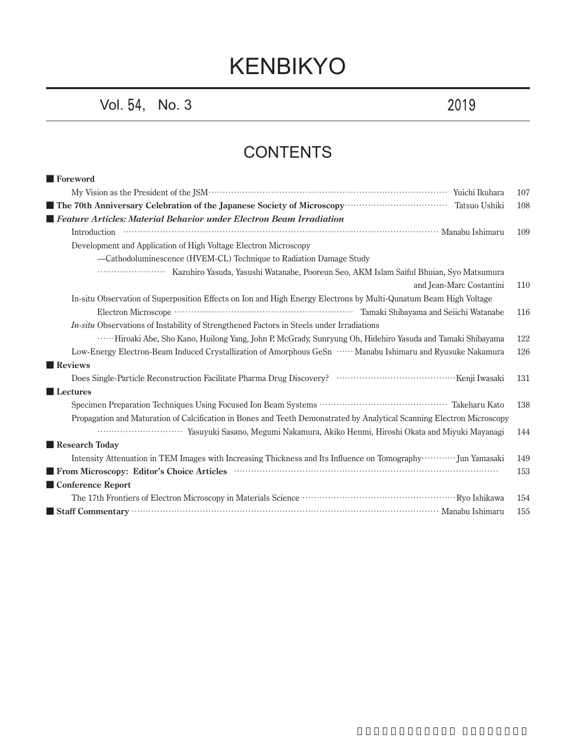# KENBIKYO

Vol. 54, No. 3 2019

## CONTENTS

■ **Foreword**

My Vision as the President of the JSM ········· Yuichi Ikuhara 107

■ **The 70th Anniversary Celebration of the Japanese Society of Microscopy** ········· Tatsuo Ushiki 108

■ ***Feature Articles: Material Behavior under Electron Beam Irradiation***

Introduction ········· Manabu Ishimaru 109

Development and Application of High Voltage Electron Microscopy —Cathodoluminescence (HVEM-CL) Technique to Radiation Damage Study ········· Kazuhiro Yasuda, Yasushi Watanabe, Pooreun Seo, AKM Islam Saiful Bhuian, Syo Matsumura and Jean-Marc Costantini 110

In-situ Observation of Superposition Effects on Ion and High Energy Electrons by Multi-Qunatum Beam High Voltage Electron Microscope ········· Tamaki Shibayama and Seiichi Watanabe 116

*In-situ* Observations of Instability of Strengthened Factors in Steels under Irradiations ······Hiroaki Abe, Sho Kano, Huilong Yang, John P. McGrady, Sunryung Oh, Hidehiro Yasuda and Tamaki Shibayama 122

Low-Energy Electron-Beam Induced Crystallization of Amorphous GeSn ······ Manabu Ishimaru and Ryusuke Nakamura 126

■ **Reviews**

Does Single-Particle Reconstruction Facilitate Pharma Drug Discovery? ········· Kenji Iwasaki 131

■ **Lectures**

Specimen Preparation Techniques Using Focused Ion Beam Systems ········· Takeharu Kato 138

Propagation and Maturation of Calcification in Bones and Teeth Demonstrated by Analytical Scanning Electron Microscopy ········· Yasuyuki Sasano, Megumi Nakamura, Akiko Henmi, Hiroshi Okata and Miyuki Mayanagi 144

■ **Research Today**

Intensity Attenuation in TEM Images with Increasing Thickness and Its Influence on Tomography ········· Jun Yamasaki 149

■ **From Microscopy: Editor's Choice Articles** ········· 153

■ **Conference Report**

The 17th Frontiers of Electron Microscopy in Materials Science ········· Ryo Ishikawa 154

■ **Staff Commentary** ········· Manabu Ishimaru 155